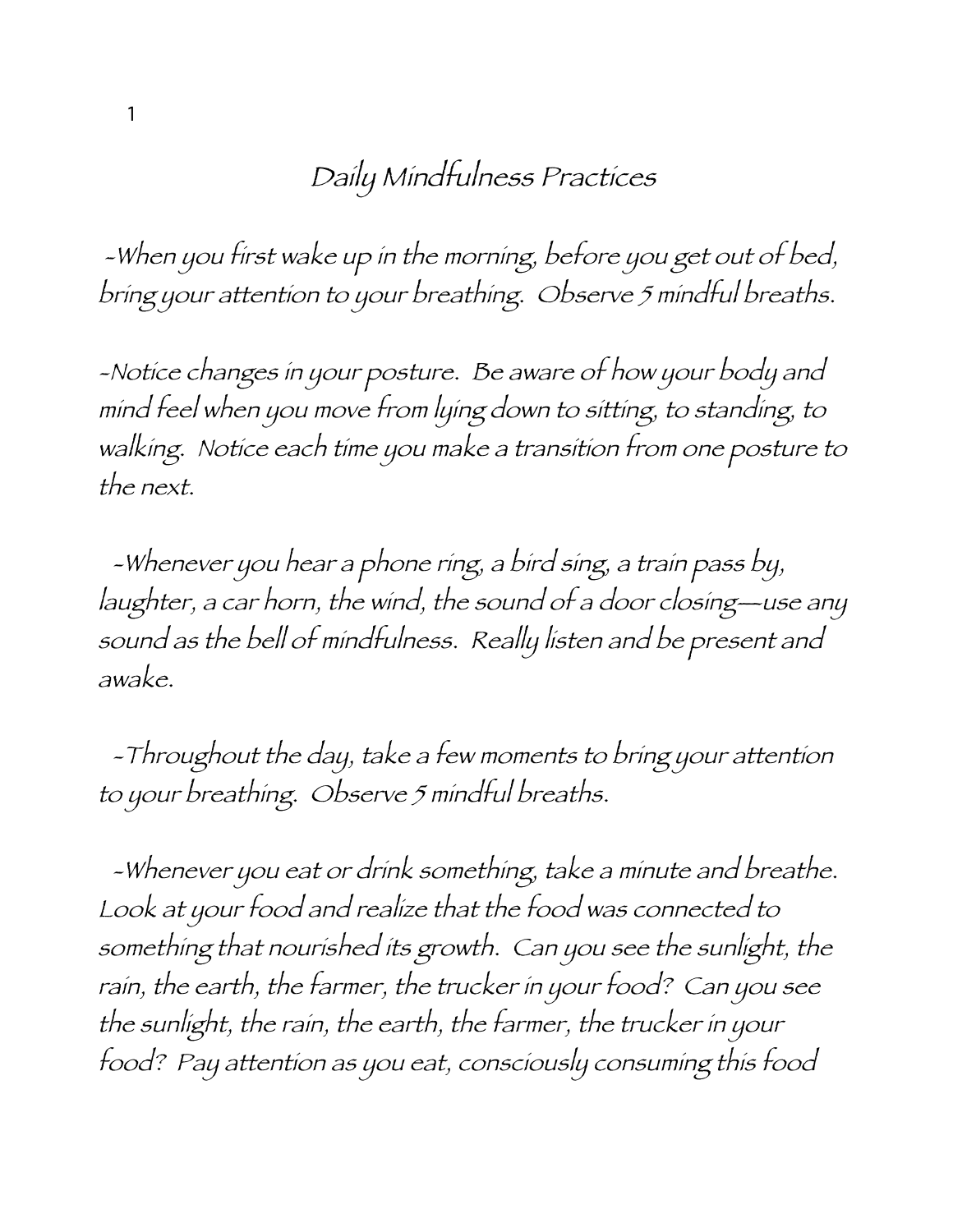# Daily Mindfulness Practices

-When you first wake up in the morning, before you get out of bed, bring your attention to your breathing. Observe 5 mindful breaths.

-Notice changes in your posture. Be aware of how your body and mind feel when you move from lying down to sitting, to standing, to walking. Notice each time you make a transition from one posture to the next.

-Whenever you hear a phone ring, a bird sing, a train pass by, laughter, a car horn, the wind, the sound of a door closing—use any sound as the bell of mindfulness. Really listen and be present and awake.

-Throughout the day, take a few moments to bring your attention to your breathing. Observe 5 mindful breaths.

-Whenever you eat or drink something, take a minute and breathe. Look at your food and realize that the food was connected to something that nourished its growth. Can you see the sunlight, the rain, the earth, the farmer, the trucker in your food? Can you see the sunlight, the rain, the earth, the farmer, the trucker in your food? Pay attention as you eat, consciously consuming this food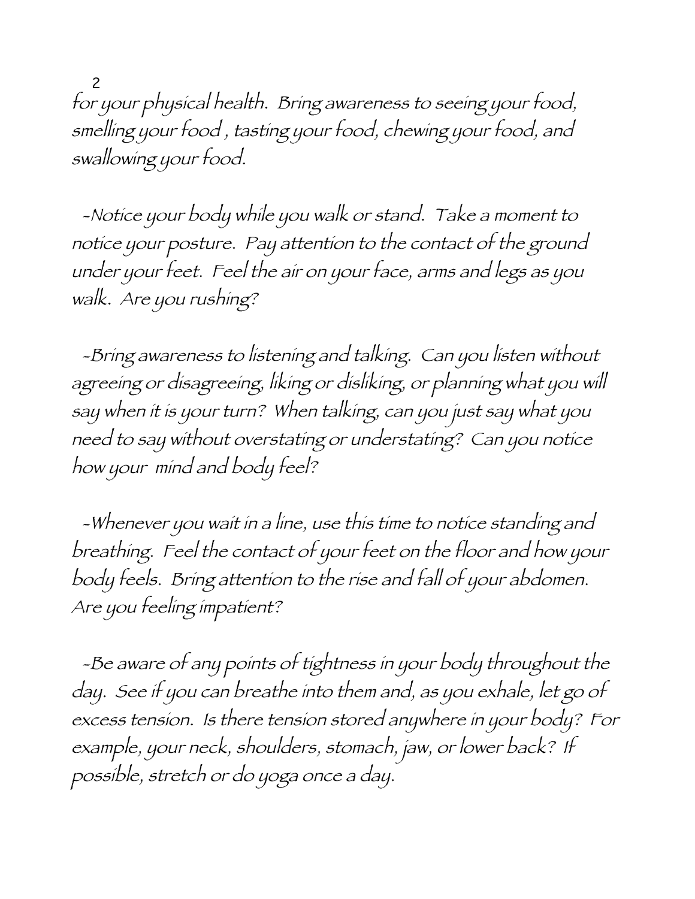for your physical health. Bring awareness to seeing your food, smelling your food , tasting your food, chewing your food, and swallowing your food.

-Notice your body while you walk or stand. Take a moment to notice your posture. Pay attention to the contact of the ground under your feet. Feel the air on your face, arms and legs as you walk. Are you rushing?

-Bring awareness to listening and talking. Can you listen without agreeing or disagreeing, liking or disliking, or planning what you will say when it is your turn? When talking, can you just say what you need to say without overstating or understating? Can you notice how your mind and body feel?

-Whenever you wait in a line, use this time to notice standing and breathing. Feel the contact of your feet on the floor and how your body feels. Bring attention to the rise and fall of your abdomen. Are you feeling impatient?

-Be aware of any points of tightness in your body throughout the day. See if you can breathe into them and, as you exhale, let go of excess tension. Is there tension stored anywhere in your body? For example, your neck, shoulders, stomach, jaw, or lower back? If possible, stretch or do yoga once a day.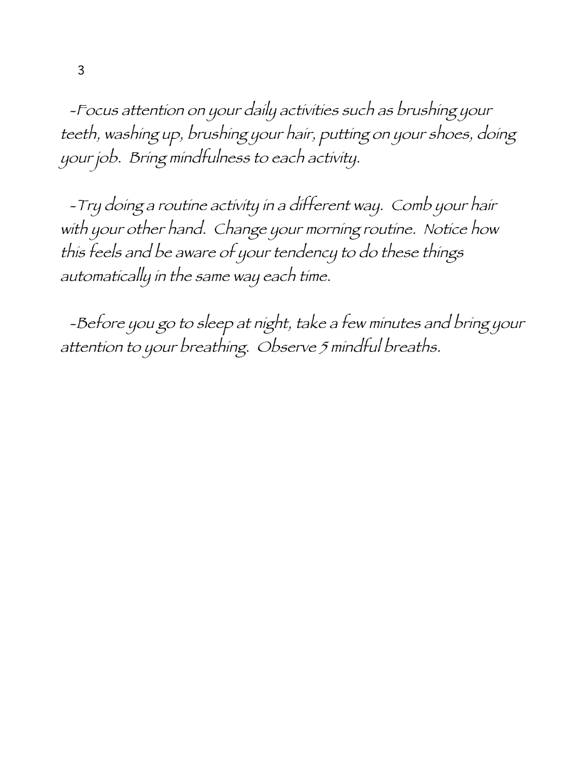-Focus attention on your daily activities such as brushing your teeth, washing up, brushing your hair, putting on your shoes, doing your job. Bring mindfulness to each activity.

-Try doing a routine activity in a different way. Comb your hair with your other hand. Change your morning routine. Notice how this feels and be aware of your tendency to do these things automatically in the same way each time.

-Before you go to sleep at night, take a few minutes and bring your attention to your breathing. Observe 5 mindful breaths.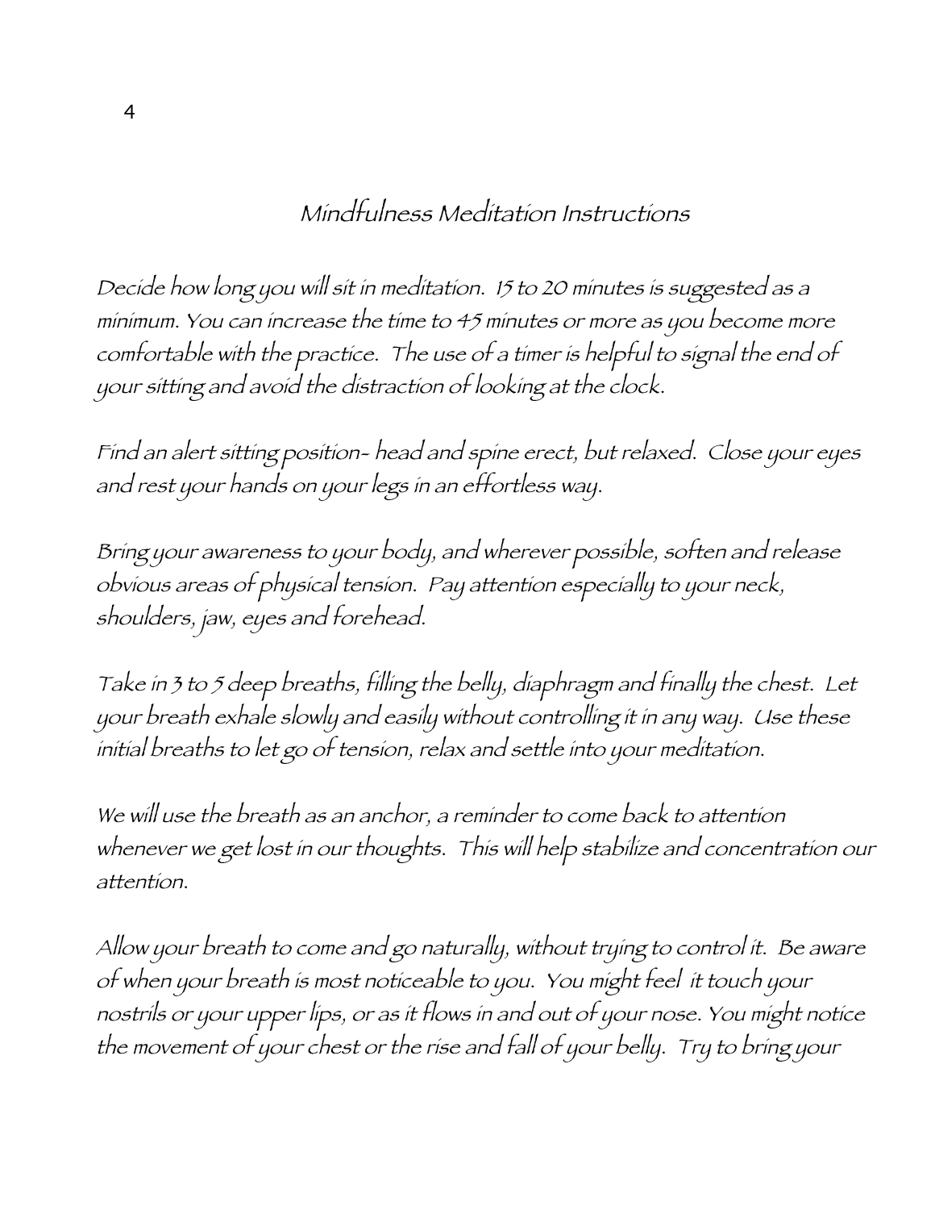# Mindfulness Meditation Instructions

Decide how long you will sit in meditation. 15 to 20 minutes is suggested as a minimum. You can increase the time to 45 minutes or more as you become more comfortable with the practice. The use of a timer is helpful to signal the end of your sitting and avoid the distraction of looking at the clock.

Find an alert sitting position- head and spine erect, but relaxed. Close your eyes and rest your hands on your legs in an effortless way.

Bring your awareness to your body, and wherever possible, soften and release obvious areas of physical tension. Pay attention especially to your neck, shoulders, jaw, eyes and forehead.

Take in 3 to 5 deep breaths, filling the belly, diaphragm and finally the chest. Let your breath exhale slowly and easily without controlling it in any way. Use these initial breaths to let go of tension, relax and settle into your meditation.

We will use the breath as an anchor, a reminder to come back to attention whenever we get lost in our thoughts. This will help stabilize and concentration our attention.

Allow your breath to come and go naturally, without trying to control it. Be aware of when your breath is most noticeable to you. You might feel it touch your nostrils or your upper lips, or as it flows in and out of your nose. You might notice the movement of your chest or the rise and fall of your belly. Try to bring your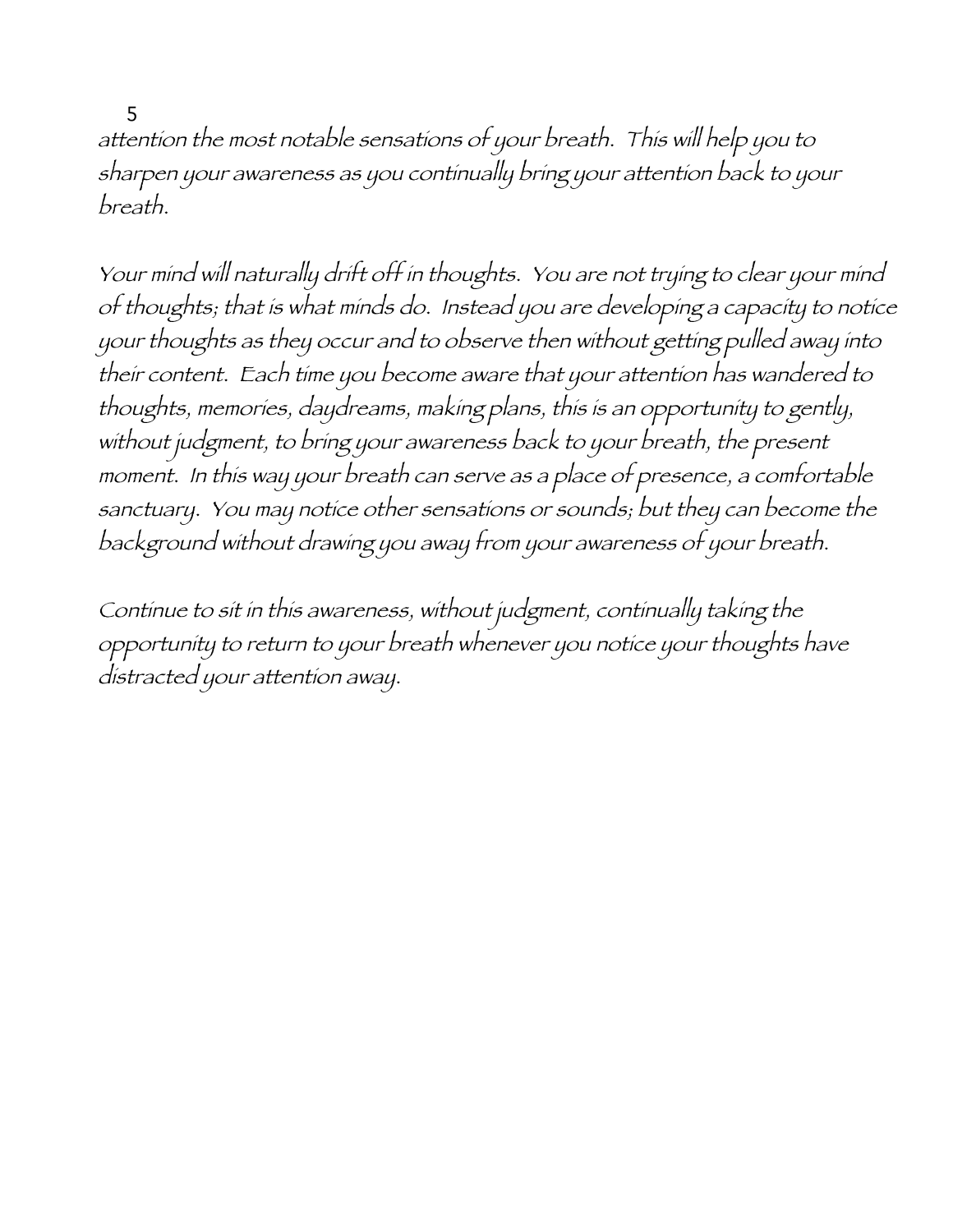attention the most notable sensations of your breath. This will help you to sharpen your awareness as you continually bring your attention back to your breath.

Your mind will naturally drift off in thoughts. You are not trying to clear your mind of thoughts; that is what minds do. Instead you are developing a capacity to notice your thoughts as they occur and to observe then without getting pulled away into their content. Each time you become aware that your attention has wandered to thoughts, memories, daydreams, making plans, this is an opportunity to gently, without judgment, to bring your awareness back to your breath, the present moment. In this way your breath can serve as a place of presence, a comfortable sanctuary. You may notice other sensations or sounds; but they can become the background without drawing you away from your awareness of your breath.

Continue to sit in this awareness, without judgment, continually taking the opportunity to return to your breath whenever you notice your thoughts have distracted your attention away.